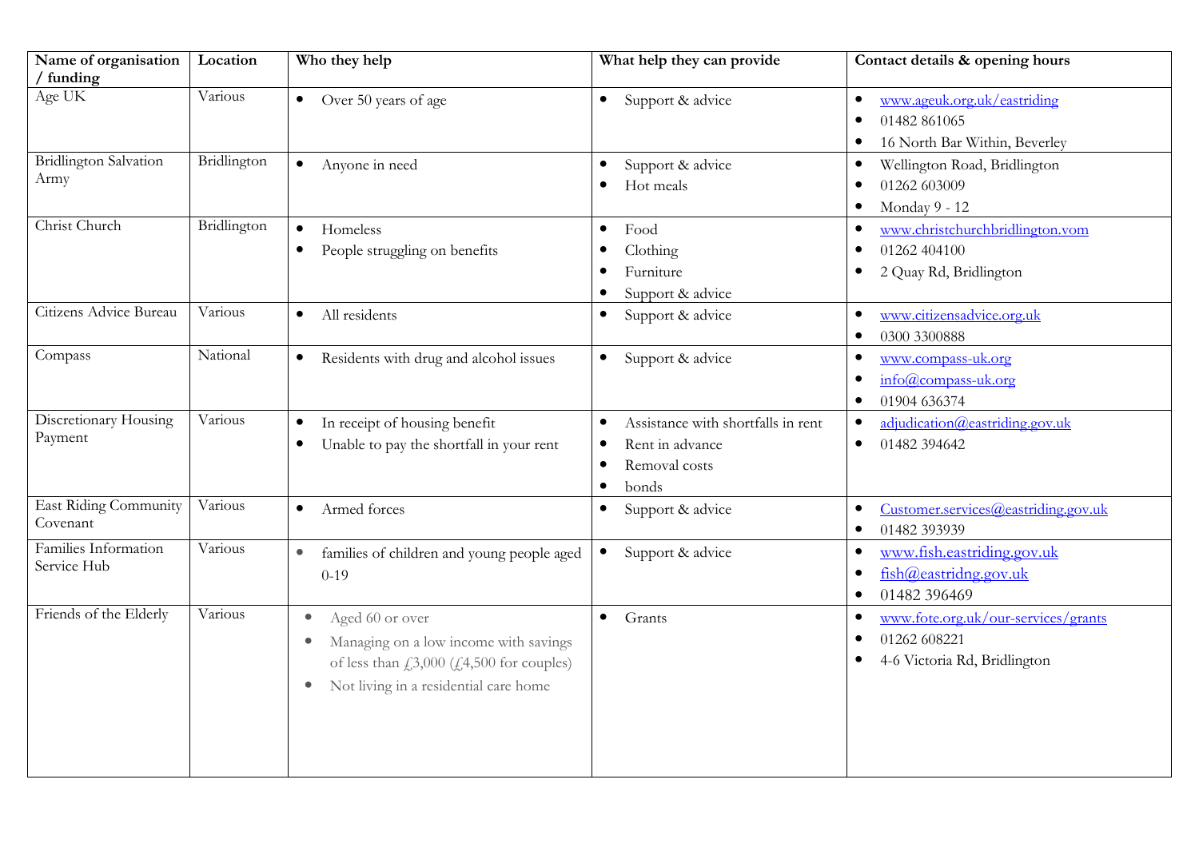| Name of organisation / funding | Location | Who they help | What help they can provide | Contact details & opening hours |
|---|---|---|---|---|
| Age UK | Various | • Over 50 years of age | • Support & advice | • www.ageuk.org.uk/eastriding<br>• 01482 861065<br>• 16 North Bar Within, Beverley |
| Bridlington Salvation Army | Bridlington | • Anyone in need | • Support & advice<br>• Hot meals | • Wellington Road, Bridlington<br>• 01262 603009<br>• Monday 9 - 12 |
| Christ Church | Bridlington | • Homeless<br>• People struggling on benefits | • Food<br>• Clothing<br>• Furniture<br>• Support & advice | • www.christchurchbridlington.vom<br>• 01262 404100<br>• 2 Quay Rd, Bridlington |
| Citizens Advice Bureau | Various | • All residents | • Support & advice | • www.citizensadvice.org.uk<br>• 0300 3300888 |
| Compass | National | • Residents with drug and alcohol issues | • Support & advice | • www.compass-uk.org<br>• info@compass-uk.org<br>• 01904 636374 |
| Discretionary Housing Payment | Various | • In receipt of housing benefit<br>• Unable to pay the shortfall in your rent | • Assistance with shortfalls in rent<br>• Rent in advance<br>• Removal costs<br>• bonds | • adjudication@eastriding.gov.uk<br>• 01482 394642 |
| East Riding Community Covenant | Various | • Armed forces | • Support & advice | • Customer.services@eastriding.gov.uk<br>• 01482 393939 |
| Families Information Service Hub | Various | • families of children and young people aged 0-19 | • Support & advice | • www.fish.eastriding.gov.uk<br>• fish@eastridng.gov.uk<br>• 01482 396469 |
| Friends of the Elderly | Various | • Aged 60 or over<br>• Managing on a low income with savings of less than £3,000 (£4,500 for couples)<br>• Not living in a residential care home | • Grants | • www.fote.org.uk/our-services/grants<br>• 01262 608221<br>• 4-6 Victoria Rd, Bridlington |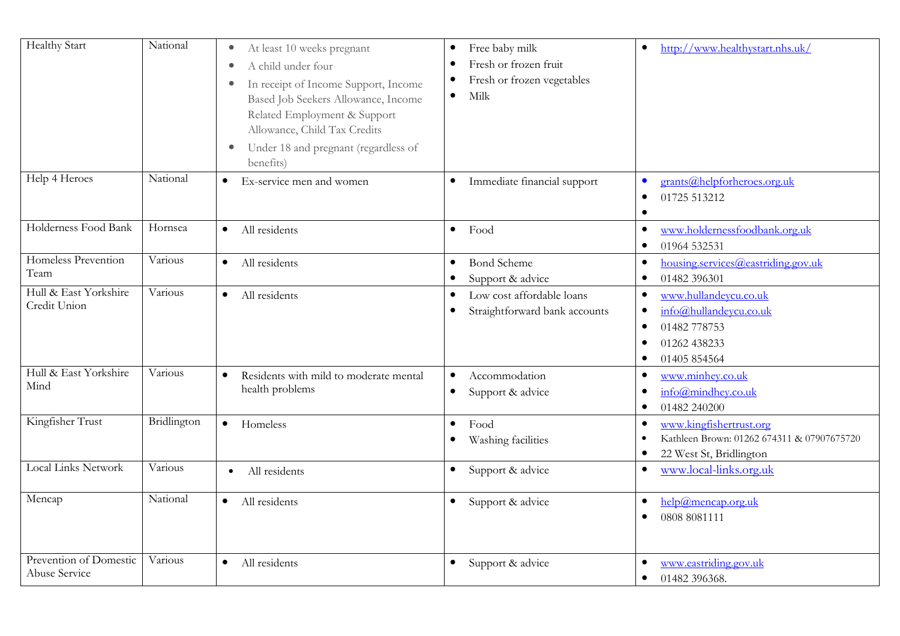| Healthy Start | National | • At least 10 weeks pregnant<br>• A child under four<br>• In receipt of Income Support, Income Based Job Seekers Allowance, Income Related Employment & Support Allowance, Child Tax Credits<br>• Under 18 and pregnant (regardless of benefits) | • Free baby milk<br>• Fresh or frozen fruit<br>• Fresh or frozen vegetables<br>• Milk | • http://www.healthystart.nhs.uk/ |
|---|---|---|---|---|
| Help 4 Heroes | National | • Ex-service men and women | • Immediate financial support | • grants@helpforheroes.org.uk<br>• 01725 513212<br>• |
| Holderness Food Bank | Hornsea | • All residents | • Food | • www.holdernessfoodbank.org.uk<br>• 01964 532531 |
| Homeless Prevention Team | Various | • All residents | • Bond Scheme<br>• Support & advice | • housing.services@eastriding.gov.uk<br>• 01482 396301 |
| Hull & East Yorkshire Credit Union | Various | • All residents | • Low cost affordable loans<br>• Straightforward bank accounts | • www.hullandeycu.co.uk<br>• info@hullandeycu.co.uk<br>• 01482 778753<br>• 01262 438233<br>• 01405 854564 |
| Hull & East Yorkshire Mind | Various | • Residents with mild to moderate mental health problems | • Accommodation<br>• Support & advice | • www.minhey.co.uk<br>• info@mindhey.co.uk<br>• 01482 240200 |
| Kingfisher Trust | Bridlington | • Homeless | • Food<br>• Washing facilities | • www.kingfishertrust.org<br>• Kathleen Brown: 01262 674311 & 07907675720<br>• 22 West St, Bridlington |
| Local Links Network | Various | • All residents | • Support & advice | • www.local-links.org.uk |
| Mencap | National | • All residents | • Support & advice | • help@mencap.org.uk<br>• 0808 8081111 |
| Prevention of Domestic Abuse Service | Various | • All residents | • Support & advice | • www.eastriding.gov.uk<br>• 01482 396368. |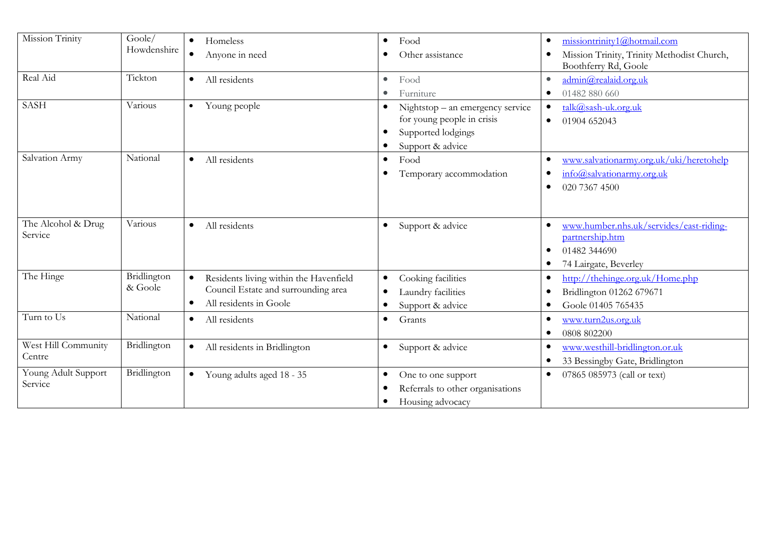| | | | | |
|---|---|---|---|---|
| Mission Trinity | Goole/ Howdenshire | • Homeless<br>• Anyone in need | • Food<br>• Other assistance | • missiontrinity1@hotmail.com<br>• Mission Trinity, Trinity Methodist Church, Boothferry Rd, Goole |
| Real Aid | Tickton | • All residents | • Food<br>• Furniture | • admin@realaid.org.uk<br>• 01482 880 660 |
| SASH | Various | • Young people | • Nightstop – an emergency service for young people in crisis<br>• Supported lodgings<br>• Support & advice | • talk@sash-uk.org.uk<br>• 01904 652043 |
| Salvation Army | National | • All residents | • Food<br>• Temporary accommodation | • www.salvationarmy.org.uk/uki/heretohelp<br>• info@salvationarmy.org.uk<br>• 020 7367 4500 |
| The Alcohol & Drug Service | Various | • All residents | • Support & advice | • www.humber.nhs.uk/servides/east-riding-partnership.htm<br>• 01482 344690<br>• 74 Lairgate, Beverley |
| The Hinge | Bridlington & Goole | • Residents living within the Havenfield Council Estate and surrounding area<br>• All residents in Goole | • Cooking facilities<br>• Laundry facilities<br>• Support & advice | • http://thehinge.org.uk/Home.php<br>• Bridlington 01262 679671<br>• Goole 01405 765435 |
| Turn to Us | National | • All residents | • Grants | • www.turn2us.org.uk<br>• 0808 802200 |
| West Hill Community Centre | Bridlington | • All residents in Bridlington | • Support & advice | • www.westhill-bridlington.or.uk<br>• 33 Bessingby Gate, Bridlington |
| Young Adult Support Service | Bridlington | • Young adults aged 18 - 35 | • One to one support<br>• Referrals to other organisations<br>• Housing advocacy | • 07865 085973 (call or text) |